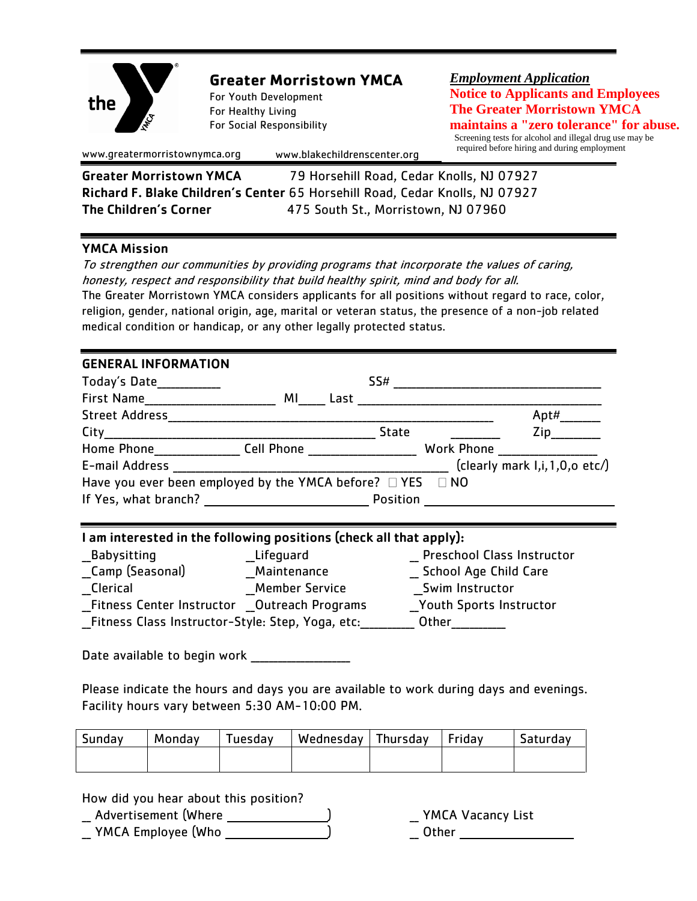## Greater Morristown YMCA

For Youth Development
For Healthy Living
For Social Responsibility

***Employment Application***

**Notice to Applicants and Employees**
**The Greater Morristown YMCA maintains a "zero tolerance" for abuse.**
Screening tests for alcohol and illegal drug use may be required before hiring and during employment

www.greatermorristownymca.org www.blakechildrenscenter.org

**Greater Morristown YMCA** 79 Horsehill Road, Cedar Knolls, NJ 07927
**Richard F. Blake Children's Center** 65 Horsehill Road, Cedar Knolls, NJ 07927
**The Children's Corner** 475 South St., Morristown, NJ 07960

### YMCA Mission

*To strengthen our communities by providing programs that incorporate the values of caring, honesty, respect and responsibility that build healthy spirit, mind and body for all.*
The Greater Morristown YMCA considers applicants for all positions without regard to race, color, religion, gender, national origin, age, marital or veteran status, the presence of a non-job related medical condition or handicap, or any other legally protected status.

### GENERAL INFORMATION

Today's Date__________ SS# ________________________________

First Name____________________ MI____ Last ______________________________________

Street Address__________________________________________________ Apt#______

City__________________________________________ State ________ Zip_______

Home Phone_____________ Cell Phone ________________ Work Phone _______________

E-mail Address __________________________________________ (clearly mark I,i,1,0,o etc/)

Have you ever been employed by the YMCA before? ☐ YES ☐ NO

If Yes, what branch? _________________________ Position ______________________________

### I am interested in the following positions (check all that apply):

_Babysitting _Lifeguard _ Preschool Class Instructor
_Camp (Seasonal) _Maintenance _ School Age Child Care
_Clerical _Member Service _Swim Instructor
_Fitness Center Instructor _Outreach Programs _Youth Sports Instructor
_Fitness Class Instructor-Style: Step, Yoga, etc:________ Other________

Date available to begin work _______________

Please indicate the hours and days you are available to work during days and evenings. Facility hours vary between 5:30 AM-10:00 PM.

| Sunday | Monday | Tuesday | Wednesday | Thursday | Friday | Saturday |
|---|---|---|---|---|---|---|
| | | | | | | |

How did you hear about this position?

_ Advertisement (Where _______________) _ YMCA Vacancy List
_ YMCA Employee (Who _______________) _ Other _________________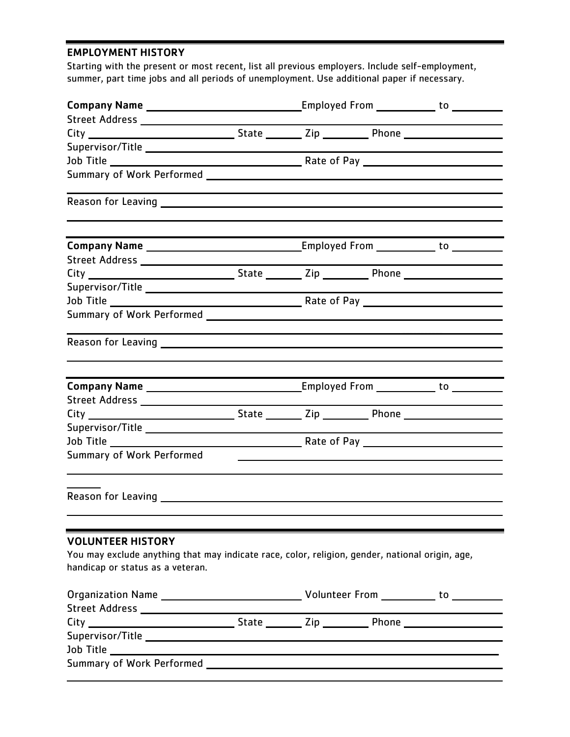## EMPLOYMENT HISTORY

Starting with the present or most recent, list all previous employers. Include self-employment, summer, part time jobs and all periods of unemployment. Use additional paper if necessary.

**Company Name** ______________________ Employed From __________ to __________

Street Address ______________________

City ______________________ State ______ Zip ______ Phone ______________________

Supervisor/Title ______________________

Job Title ______________________ Rate of Pay ______________________

Summary of Work Performed ______________________

______________________

Reason for Leaving ______________________

______________________

**Company Name** ______________________ Employed From __________ to __________

Street Address ______________________

City ______________________ State ______ Zip ______ Phone ______________________

Supervisor/Title ______________________

Job Title ______________________ Rate of Pay ______________________

Summary of Work Performed ______________________

______________________

Reason for Leaving ______________________

______________________

**Company Name** ______________________ Employed From __________ to __________

Street Address ______________________

City ______________________ State ______ Zip ______ Phone ______________________

Supervisor/Title ______________________

Job Title ______________________ Rate of Pay ______________________

Summary of Work Performed ______________________

______________________

Reason for Leaving ______________________

______________________

## VOLUNTEER HISTORY

You may exclude anything that may indicate race, color, religion, gender, national origin, age, handicap or status as a veteran.

Organization Name ______________________ Volunteer From __________ to __________

Street Address ______________________

City ______________________ State ______ Zip ______ Phone ______________________

Supervisor/Title ______________________

Job Title ______________________

Summary of Work Performed ______________________

______________________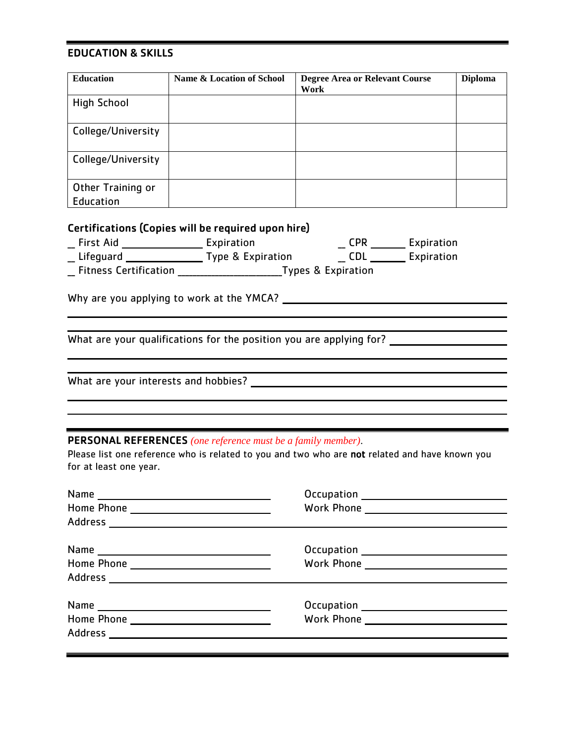## EDUCATION & SKILLS

| Education | Name & Location of School | Degree Area or Relevant Course Work | Diploma |
|---|---|---|---|
| High School | | | |
| College/University | | | |
| College/University | | | |
| Other Training or Education | | | |

**Certifications (Copies will be required upon hire)**

_ First Aid ______________ Expiration _ CPR ______ Expiration

_ Lifeguard ______________ Type & Expiration _ CDL ______ Expiration

_ Fitness Certification ___________________Types & Expiration

Why are you applying to work at the YMCA? ________________________________________

________________________________________________________________________________

________________________________________________________________________________

What are your qualifications for the position you are applying for? ____________________

________________________________________________________________________________

________________________________________________________________________________

What are your interests and hobbies? _____________________________________________

________________________________________________________________________________

________________________________________________________________________________

## PERSONAL REFERENCES *(one reference must be a family member).*

Please list one reference who is related to you and two who are **not** related and have known you for at least one year.

Name ______________________________ Occupation ______________________________

Home Phone _________________________ Work Phone ______________________________

Address ______________________________________________________________________

Name ______________________________ Occupation ______________________________

Home Phone _________________________ Work Phone ______________________________

Address ______________________________________________________________________

Name ______________________________ Occupation ______________________________

Home Phone _________________________ Work Phone ______________________________

Address ______________________________________________________________________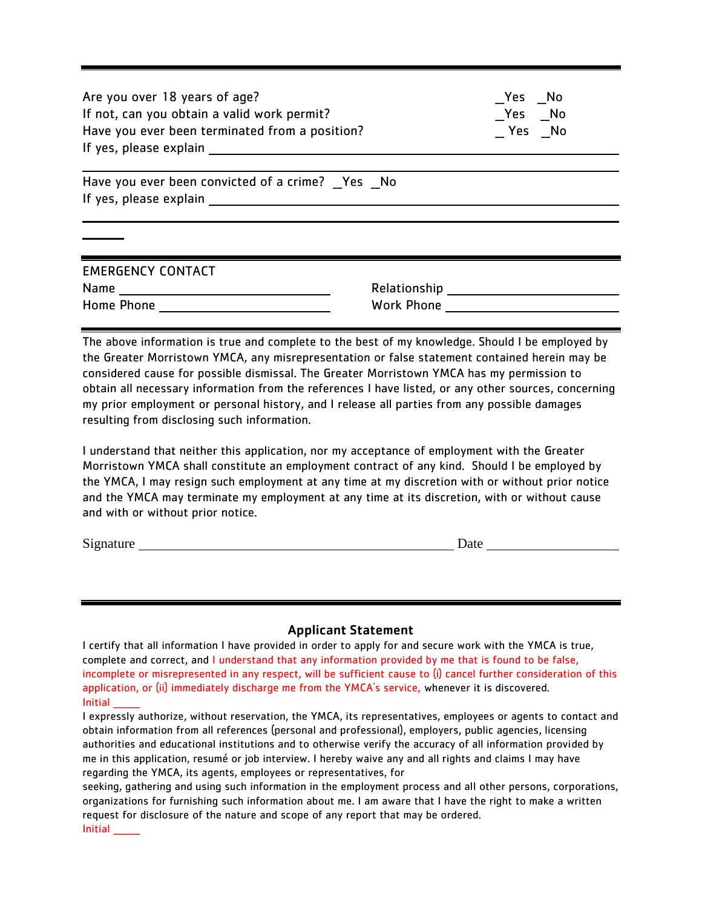---

Are you over 18 years of age? _Yes _No

If not, can you obtain a valid work permit? _Yes _No

Have you ever been terminated from a position? _ Yes _No

If yes, please explain ______________________________________________

______________________________________________

Have you ever been convicted of a crime? _Yes _No

If yes, please explain ______________________________________________

______________________________________________

______

---

EMERGENCY CONTACT

Name ____________________ Relationship ____________________

Home Phone ____________________ Work Phone ____________________

---

The above information is true and complete to the best of my knowledge. Should I be employed by the Greater Morristown YMCA, any misrepresentation or false statement contained herein may be considered cause for possible dismissal. The Greater Morristown YMCA has my permission to obtain all necessary information from the references I have listed, or any other sources, concerning my prior employment or personal history, and I release all parties from any possible damages resulting from disclosing such information.

I understand that neither this application, nor my acceptance of employment with the Greater Morristown YMCA shall constitute an employment contract of any kind. Should I be employed by the YMCA, I may resign such employment at any time at my discretion with or without prior notice and the YMCA may terminate my employment at any time at its discretion, with or without cause and with or without prior notice.

Signature ______________________________ Date ____________

---

## Applicant Statement

I certify that all information I have provided in order to apply for and secure work with the YMCA is true, complete and correct, and I understand that any information provided by me that is found to be false, incomplete or misrepresented in any respect, will be sufficient cause to (i) cancel further consideration of this application, or (ii) immediately discharge me from the YMCA's service, whenever it is discovered.

Initial _____

I expressly authorize, without reservation, the YMCA, its representatives, employees or agents to contact and obtain information from all references (personal and professional), employers, public agencies, licensing authorities and educational institutions and to otherwise verify the accuracy of all information provided by me in this application, resumé or job interview. I hereby waive any and all rights and claims I may have regarding the YMCA, its agents, employees or representatives, for seeking, gathering and using such information in the employment process and all other persons, corporations, organizations for furnishing such information about me. I am aware that I have the right to make a written request for disclosure of the nature and scope of any report that may be ordered.

Initial _____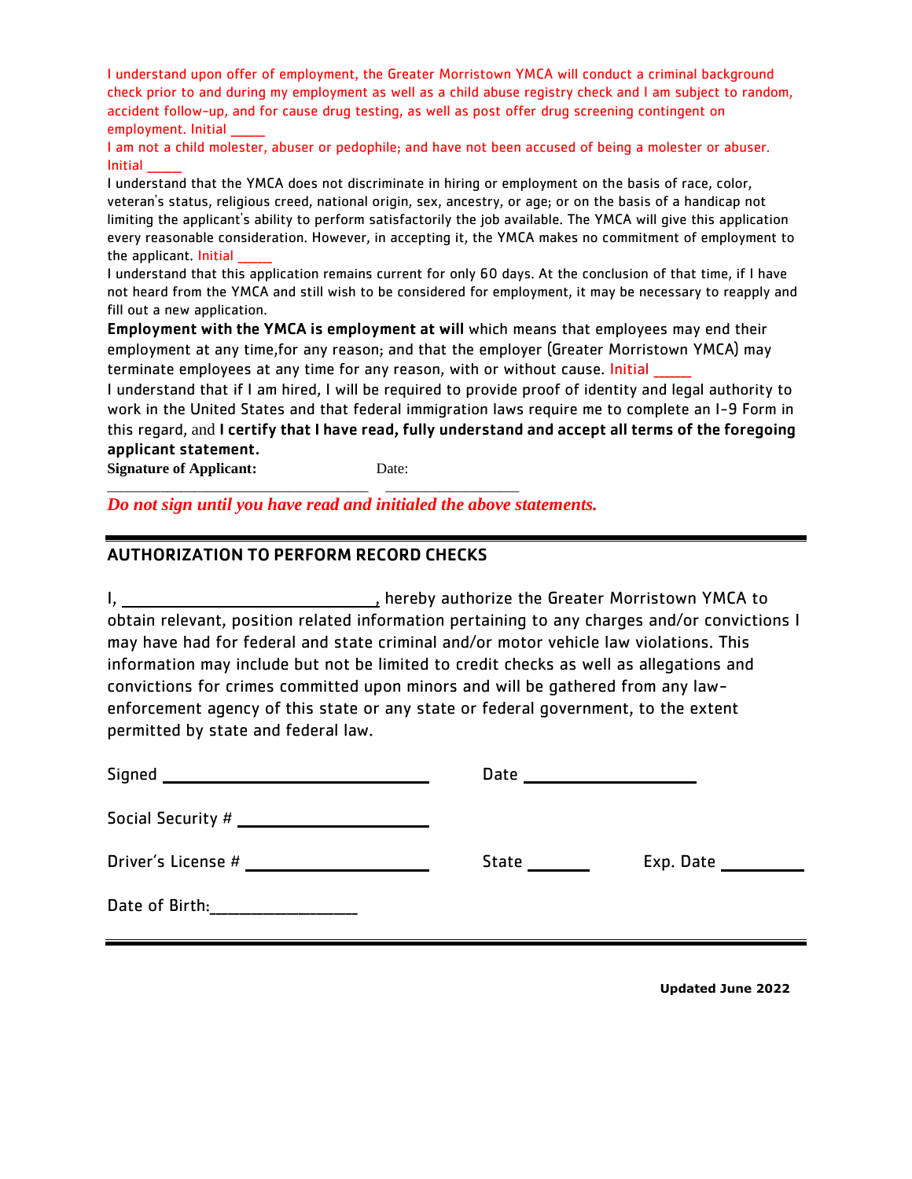I understand upon offer of employment, the Greater Morristown YMCA will conduct a criminal background check prior to and during my employment as well as a child abuse registry check and I am subject to random, accident follow-up, and for cause drug testing, as well as post offer drug screening contingent on employment. Initial _____

I am not a child molester, abuser or pedophile; and have not been accused of being a molester or abuser. Initial _____

I understand that the YMCA does not discriminate in hiring or employment on the basis of race, color, veteran's status, religious creed, national origin, sex, ancestry, or age; or on the basis of a handicap not limiting the applicant's ability to perform satisfactorily the job available. The YMCA will give this application every reasonable consideration. However, in accepting it, the YMCA makes no commitment of employment to the applicant. Initial _____

I understand that this application remains current for only 60 days. At the conclusion of that time, if I have not heard from the YMCA and still wish to be considered for employment, it may be necessary to reapply and fill out a new application.

**Employment with the YMCA is employment at will** which means that employees may end their employment at any time,for any reason; and that the employer (Greater Morristown YMCA) may terminate employees at any time for any reason, with or without cause. Initial _____

I understand that if I am hired, I will be required to provide proof of identity and legal authority to work in the United States and that federal immigration laws require me to complete an I-9 Form in this regard, and **I certify that I have read, fully understand and accept all terms of the foregoing applicant statement.**

**Signature of Applicant:** _______________________________ Date: ________________

***Do not sign until you have read and initialed the above statements.***

## AUTHORIZATION TO PERFORM RECORD CHECKS

I, ______________________________, hereby authorize the Greater Morristown YMCA to obtain relevant, position related information pertaining to any charges and/or convictions I may have had for federal and state criminal and/or motor vehicle law violations. This information may include but not be limited to credit checks as well as allegations and convictions for crimes committed upon minors and will be gathered from any law-enforcement agency of this state or any state or federal government, to the extent permitted by state and federal law.

Signed ______________________________ Date ____________________

Social Security # ______________________

Driver's License # ____________________ State _______ Exp. Date _________

Date of Birth:_________________

**Updated June 2022**